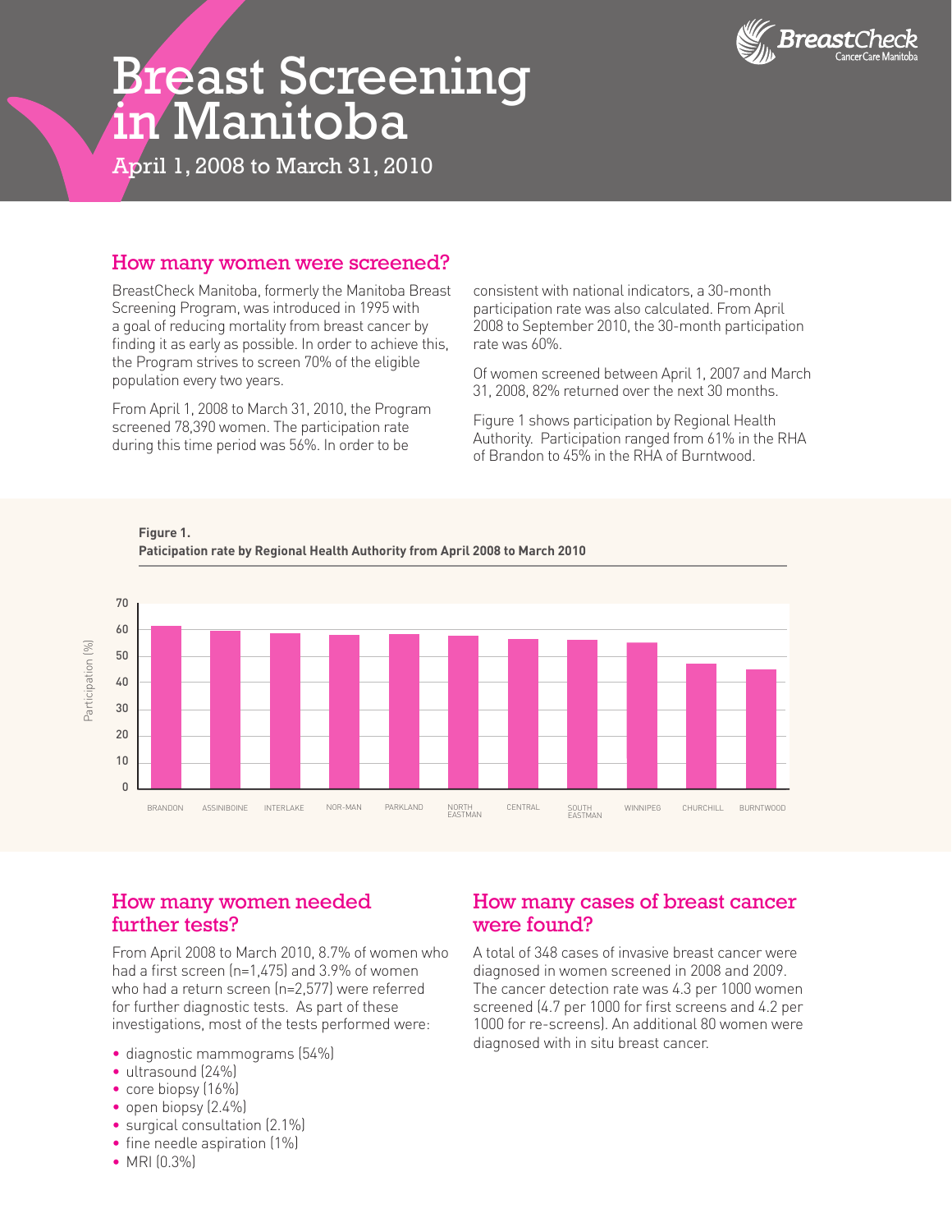# Breast Screening in Manitoba

April 1, 2008 to March 31, 2010

BreastCheck CancerCare Manitoba

## How many women were screened?

BreastCheck Manitoba, formerly the Manitoba Breast Screening Program, was introduced in 1995 with a goal of reducing mortality from breast cancer by finding it as early as possible. In order to achieve this, the Program strives to screen 70% of the eligible population every two years.

From April 1, 2008 to March 31, 2010, the Program screened 78,390 women. The participation rate during this time period was 56%. In order to be consistent with national indicators, a 30-month participation rate was also calculated. From April 2008 to September 2010, the 30-month participation rate was 60%.

Of women screened between April 1, 2007 and March 31, 2008, 82% returned over the next 30 months.

Figure 1 shows participation by Regional Health Authority. Participation ranged from 61% in the RHA of Brandon to 45% in the RHA of Burntwood.

**Figure 1.**
**Paticipation rate by Regional Health Authority from April 2008 to March 2010**

Participation (%): BRANDON, ASSINIBOINE, INTERLAKE, NOR-MAN, PARKLAND, NORTH EASTMAN, CENTRAL, SOUTH EASTMAN, WINNIPEG, CHURCHILL, BURNTWOOD

## How many women needed further tests?

From April 2008 to March 2010, 8.7% of women who had a first screen (n=1,475) and 3.9% of women who had a return screen (n=2,577) were referred for further diagnostic tests. As part of these investigations, most of the tests performed were:

- diagnostic mammograms (54%)
- ultrasound (24%)
- core biopsy (16%)
- open biopsy (2.4%)
- surgical consultation (2.1%)
- fine needle aspiration (1%)
- MRI (0.3%)

## How many cases of breast cancer were found?

A total of 348 cases of invasive breast cancer were diagnosed in women screened in 2008 and 2009. The cancer detection rate was 4.3 per 1000 women screened (4.7 per 1000 for first screens and 4.2 per 1000 for re-screens). An additional 80 women were diagnosed with in situ breast cancer.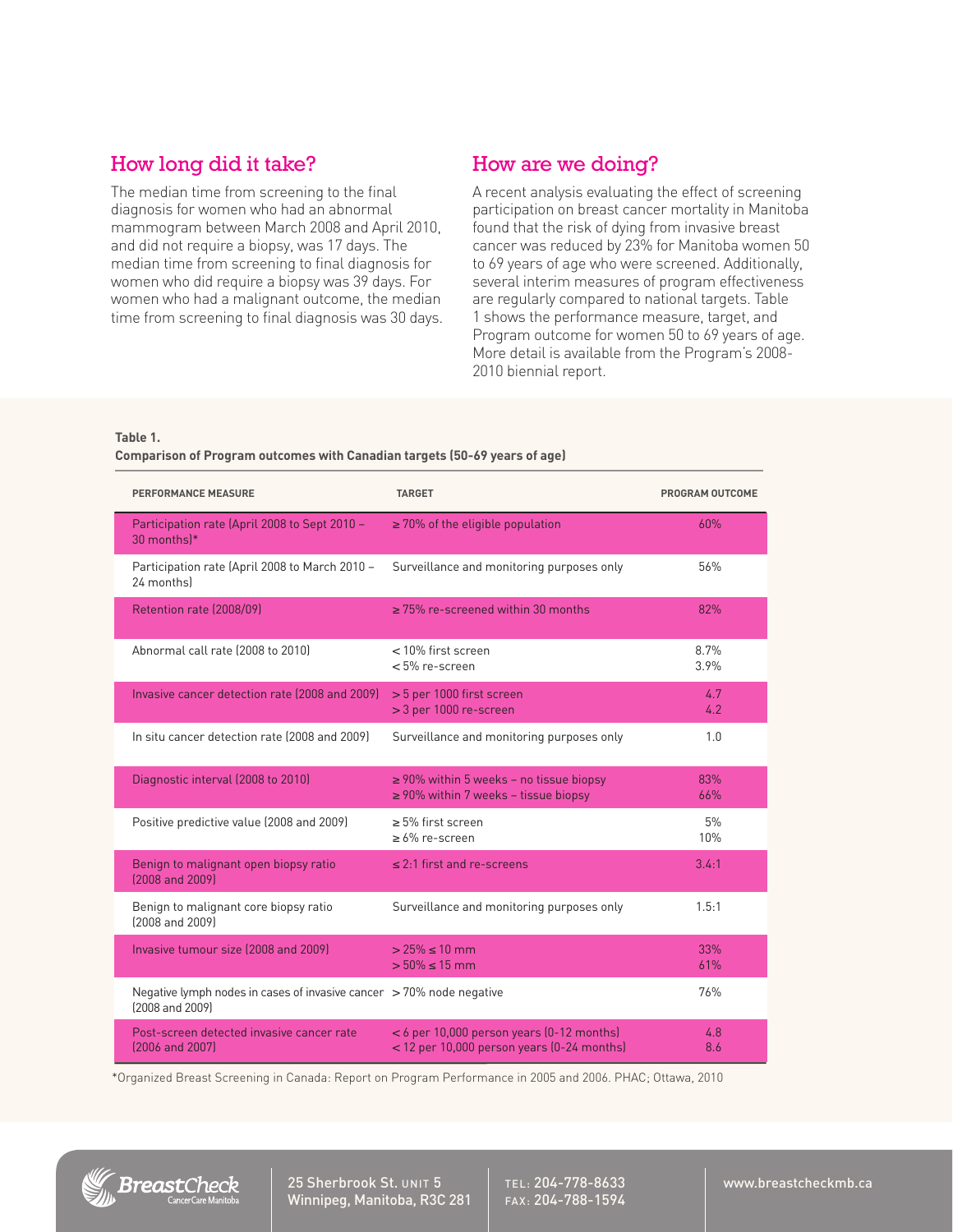## How long did it take?

The median time from screening to the final diagnosis for women who had an abnormal mammogram between March 2008 and April 2010, and did not require a biopsy, was 17 days. The median time from screening to final diagnosis for women who did require a biopsy was 39 days. For women who had a malignant outcome, the median time from screening to final diagnosis was 30 days.

## How are we doing?

A recent analysis evaluating the effect of screening participation on breast cancer mortality in Manitoba found that the risk of dying from invasive breast cancer was reduced by 23% for Manitoba women 50 to 69 years of age who were screened. Additionally, several interim measures of program effectiveness are regularly compared to national targets. Table 1 shows the performance measure, target, and Program outcome for women 50 to 69 years of age. More detail is available from the Program's 2008-2010 biennial report.

**Table 1.**
**Comparison of Program outcomes with Canadian targets (50-69 years of age)**

| PERFORMANCE MEASURE | TARGET | PROGRAM OUTCOME |
|---|---|---|
| Participation rate (April 2008 to Sept 2010 – 30 months)* | ≥ 70% of the eligible population | 60% |
| Participation rate (April 2008 to March 2010 – 24 months) | Surveillance and monitoring purposes only | 56% |
| Retention rate (2008/09) | ≥ 75% re-screened within 30 months | 82% |
| Abnormal call rate (2008 to 2010) | < 10% first screen<br>< 5% re-screen | 8.7%<br>3.9% |
| Invasive cancer detection rate (2008 and 2009) | > 5 per 1000 first screen<br>> 3 per 1000 re-screen | 4.7<br>4.2 |
| In situ cancer detection rate (2008 and 2009) | Surveillance and monitoring purposes only | 1.0 |
| Diagnostic interval (2008 to 2010) | ≥ 90% within 5 weeks – no tissue biopsy<br>≥ 90% within 7 weeks – tissue biopsy | 83%<br>66% |
| Positive predictive value (2008 and 2009) | ≥ 5% first screen<br>≥ 6% re-screen | 5%<br>10% |
| Benign to malignant open biopsy ratio (2008 and 2009) | ≤ 2:1 first and re-screens | 3.4:1 |
| Benign to malignant core biopsy ratio (2008 and 2009) | Surveillance and monitoring purposes only | 1.5:1 |
| Invasive tumour size (2008 and 2009) | > 25% ≤ 10 mm<br>> 50% ≤ 15 mm | 33%<br>61% |
| Negative lymph nodes in cases of invasive cancer (2008 and 2009) | > 70% node negative | 76% |
| Post-screen detected invasive cancer rate (2006 and 2007) | < 6 per 10,000 person years (0-12 months)<br>< 12 per 10,000 person years (0-24 months) | 4.8<br>8.6 |

*Organized Breast Screening in Canada: Report on Program Performance in 2005 and 2006. PHAC; Ottawa, 2010

BreastCheck CancerCare Manitoba

25 Sherbrook St. UNIT 5
Winnipeg, Manitoba, R3C 2B1

TEL: 204-778-8633
FAX: 204-788-1594

www.breastcheckmb.ca